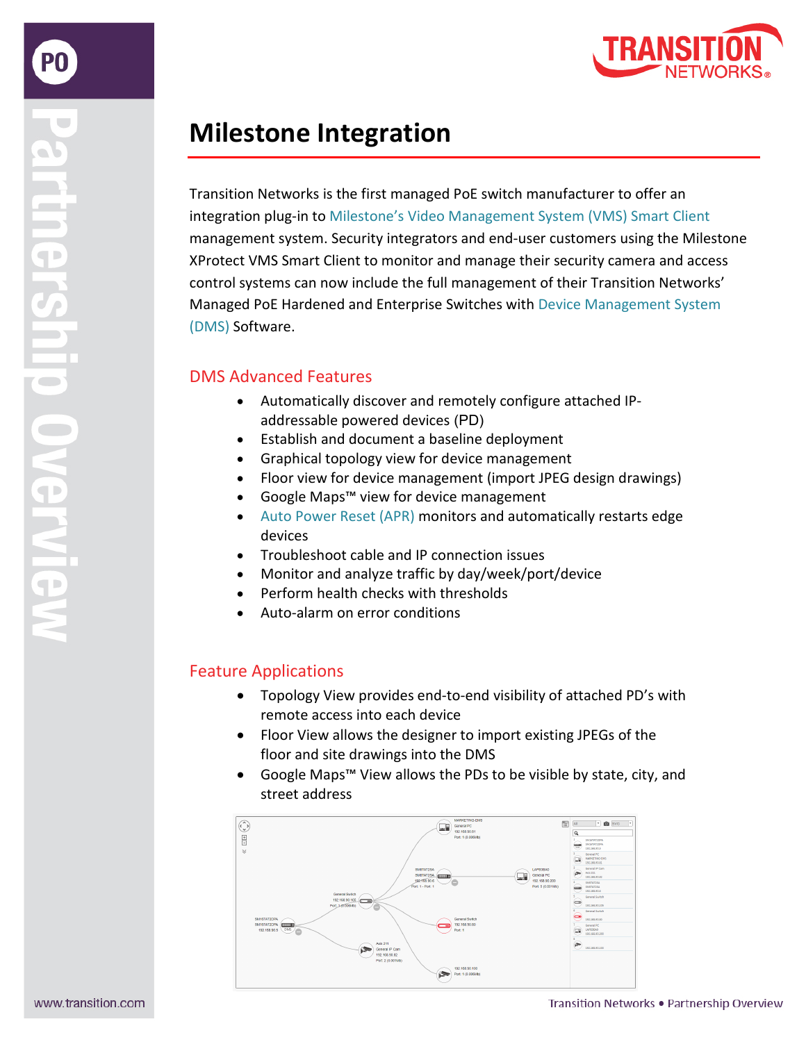# Milestone Integration

Transition Networks is the first managed PoE switch manufacturer to offer an integration plug-in to Milestone's Video Management System (VMS) Smart Client management system. Security integrators and end-user customers using the Milestone XProtect VMS Smart Client to monitor and manage their security camera and access control systems can now include the full management of their Transition Networks' Managed PoE Hardened and Enterprise Switches with Device Management System (DMS) Software.

## DMS Advanced Features

- Automatically discover and remotely configure attached IP-addressable powered devices (PD)
- Establish and document a baseline deployment
- Graphical topology view for device management
- Floor view for device management (import JPEG design drawings)
- Google Maps™ view for device management
- Auto Power Reset (APR) monitors and automatically restarts edge devices
- Troubleshoot cable and IP connection issues
- Monitor and analyze traffic by day/week/port/device
- Perform health checks with thresholds
- Auto-alarm on error conditions

## Feature Applications

- Topology View provides end-to-end visibility of attached PD's with remote access into each device
- Floor View allows the designer to import existing JPEGs of the floor and site drawings into the DMS
- Google Maps™ View allows the PDs to be visible by state, city, and street address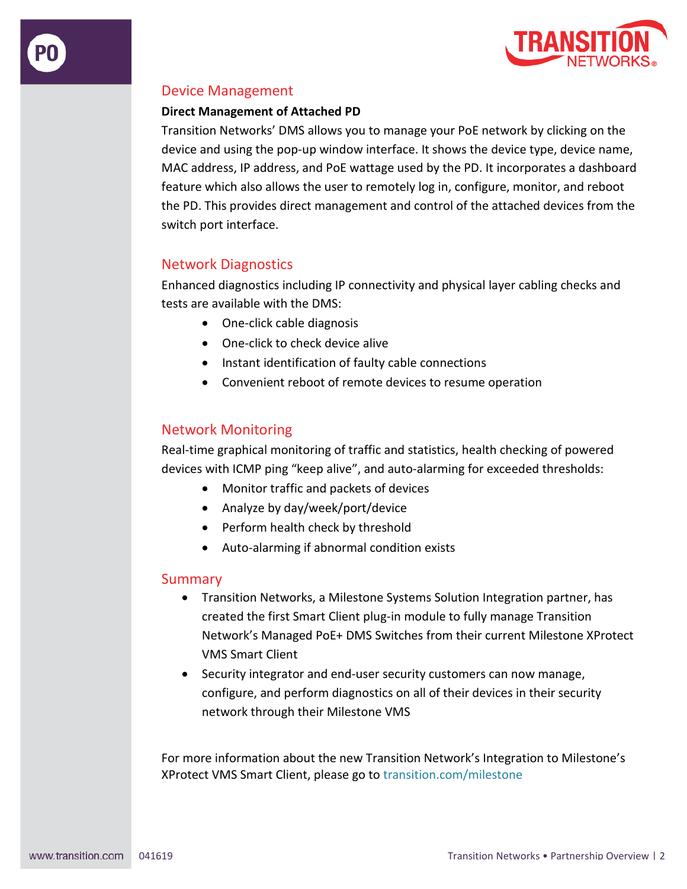## Device Management

**Direct Management of Attached PD**

Transition Networks' DMS allows you to manage your PoE network by clicking on the device and using the pop-up window interface. It shows the device type, device name, MAC address, IP address, and PoE wattage used by the PD. It incorporates a dashboard feature which also allows the user to remotely log in, configure, monitor, and reboot the PD. This provides direct management and control of the attached devices from the switch port interface.

## Network Diagnostics

Enhanced diagnostics including IP connectivity and physical layer cabling checks and tests are available with the DMS:

- One-click cable diagnosis
- One-click to check device alive
- Instant identification of faulty cable connections
- Convenient reboot of remote devices to resume operation

## Network Monitoring

Real-time graphical monitoring of traffic and statistics, health checking of powered devices with ICMP ping "keep alive", and auto-alarming for exceeded thresholds:

- Monitor traffic and packets of devices
- Analyze by day/week/port/device
- Perform health check by threshold
- Auto-alarming if abnormal condition exists

## Summary

- Transition Networks, a Milestone Systems Solution Integration partner, has created the first Smart Client plug-in module to fully manage Transition Network's Managed PoE+ DMS Switches from their current Milestone XProtect VMS Smart Client
- Security integrator and end-user security customers can now manage, configure, and perform diagnostics on all of their devices in their security network through their Milestone VMS

For more information about the new Transition Network's Integration to Milestone's XProtect VMS Smart Client, please go to transition.com/milestone